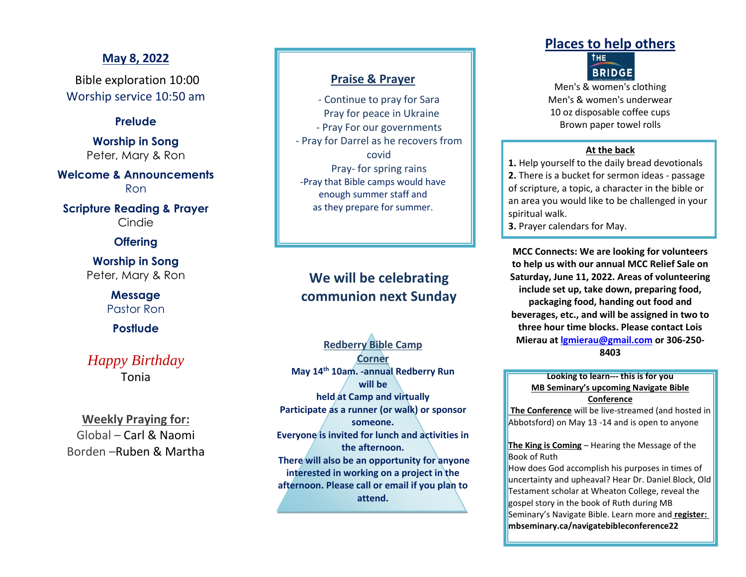## May 8, 2022

Bible exploration 10:00
Worship service 10:50 am

**Prelude**

**Worship in Song**
Peter, Mary & Ron

**Welcome & Announcements**
Ron

**Scripture Reading & Prayer**
Cindie

**Offering**

**Worship in Song**
Peter, Mary & Ron

**Message**
Pastor Ron

**Postlude**

*Happy Birthday*
Tonia

**Weekly Praying for:**
Global – Carl & Naomi
Borden –Ruben & Martha

## Praise & Prayer

- Continue to pray for Sara
Pray for peace in Ukraine
- Pray For our governments
- Pray for Darrel as he recovers from covid
Pray- for spring rains
-Pray that Bible camps would have enough summer staff and as they prepare for summer.

## We will be celebrating communion next Sunday

**Redberry Bible Camp Corner**

**May 14th 10am. -annual Redberry Run will be held at Camp and virtually**
**Participate as a runner (or walk) or sponsor someone.**
**Everyone is invited for lunch and activities in the afternoon.**
**There will also be an opportunity for anyone interested in working on a project in the afternoon. Please call or email if you plan to attend.**

## Places to help others

THE BRIDGE

Men's & women's clothing
Men's & women's underwear
10 oz disposable coffee cups
Brown paper towel rolls

**At the back**

**1.** Help yourself to the daily bread devotionals
**2.** There is a bucket for sermon ideas - passage of scripture, a topic, a character in the bible or an area you would like to be challenged in your spiritual walk.
**3.** Prayer calendars for May.

**MCC Connects: We are looking for volunteers to help us with our annual MCC Relief Sale on Saturday, June 11, 2022. Areas of volunteering include set up, take down, preparing food, packaging food, handing out food and beverages, etc., and will be assigned in two to three hour time blocks. Please contact Lois Mierau at lgmierau@gmail.com or 306-250-8403**

**Looking to learn--- this is for you**
**MB Seminary's upcoming Navigate Bible Conference**

**The Conference** will be live-streamed (and hosted in Abbotsford) on May 13 -14 and is open to anyone

**The King is Coming** – Hearing the Message of the Book of Ruth
How does God accomplish his purposes in times of uncertainty and upheaval? Hear Dr. Daniel Block, Old Testament scholar at Wheaton College, reveal the gospel story in the book of Ruth during MB Seminary's Navigate Bible. Learn more and **register: mbseminary.ca/navigatebibleconference22**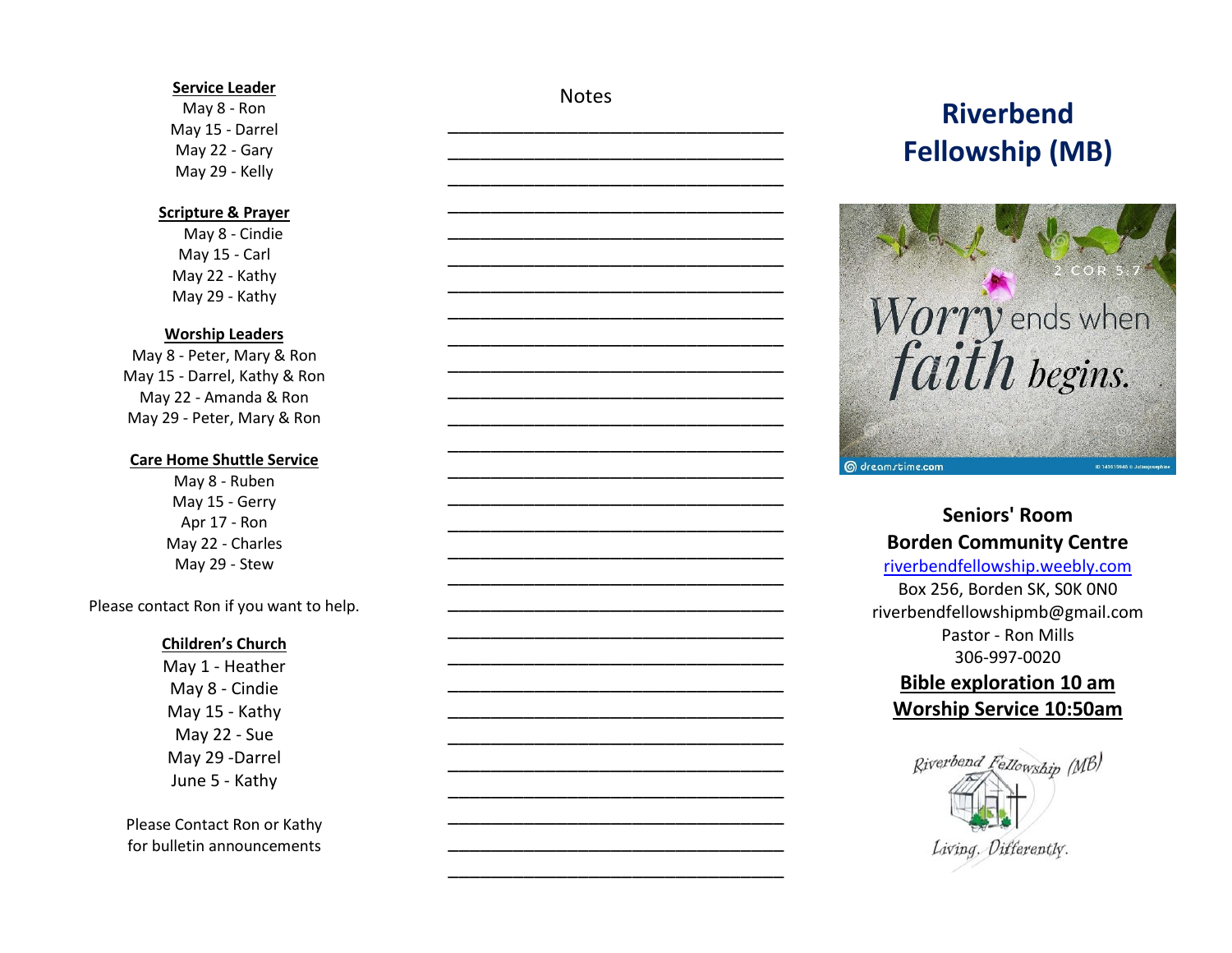**Service Leader**

May 8 - Ron
May 15 - Darrel
May 22 - Gary
May 29 - Kelly

**Scripture & Prayer**

May 8 - Cindie
May 15 - Carl
May 22 - Kathy
May 29 - Kathy

**Worship Leaders**

May 8 - Peter, Mary & Ron
May 15 - Darrel, Kathy & Ron
May 22 - Amanda & Ron
May 29 - Peter, Mary & Ron

**Care Home Shuttle Service**

May 8 - Ruben
May 15 - Gerry
Apr 17 - Ron
May 22 - Charles
May 29 - Stew

Please contact Ron if you want to help.

**Children's Church**

May 1 - Heather
May 8 - Cindie
May 15 - Kathy
May 22 - Sue
May 29 -Darrel
June 5 - Kathy

Please Contact Ron or Kathy for bulletin announcements

Notes

_______________________________________
_______________________________________
_______________________________________
_______________________________________
_______________________________________
_______________________________________
_______________________________________
_______________________________________
_______________________________________
_______________________________________
_______________________________________
_______________________________________
_______________________________________
_______________________________________
_______________________________________
_______________________________________
_______________________________________
_______________________________________
_______________________________________
_______________________________________
_______________________________________
_______________________________________
_______________________________________
_______________________________________
_______________________________________
_______________________________________
_______________________________________
_______________________________________
_______________________________________

# Riverbend Fellowship (MB)

2 COR 5:7

Worry ends when faith begins.

**Seniors' Room**
**Borden Community Centre**

riverbendfellowship.weebly.com
Box 256, Borden SK, S0K 0N0
riverbendfellowshipmb@gmail.com
Pastor - Ron Mills
306-997-0020

**Bible exploration 10 am**
**Worship Service 10:50am**

Riverbend Fellowship (MB)
Living. Differently.